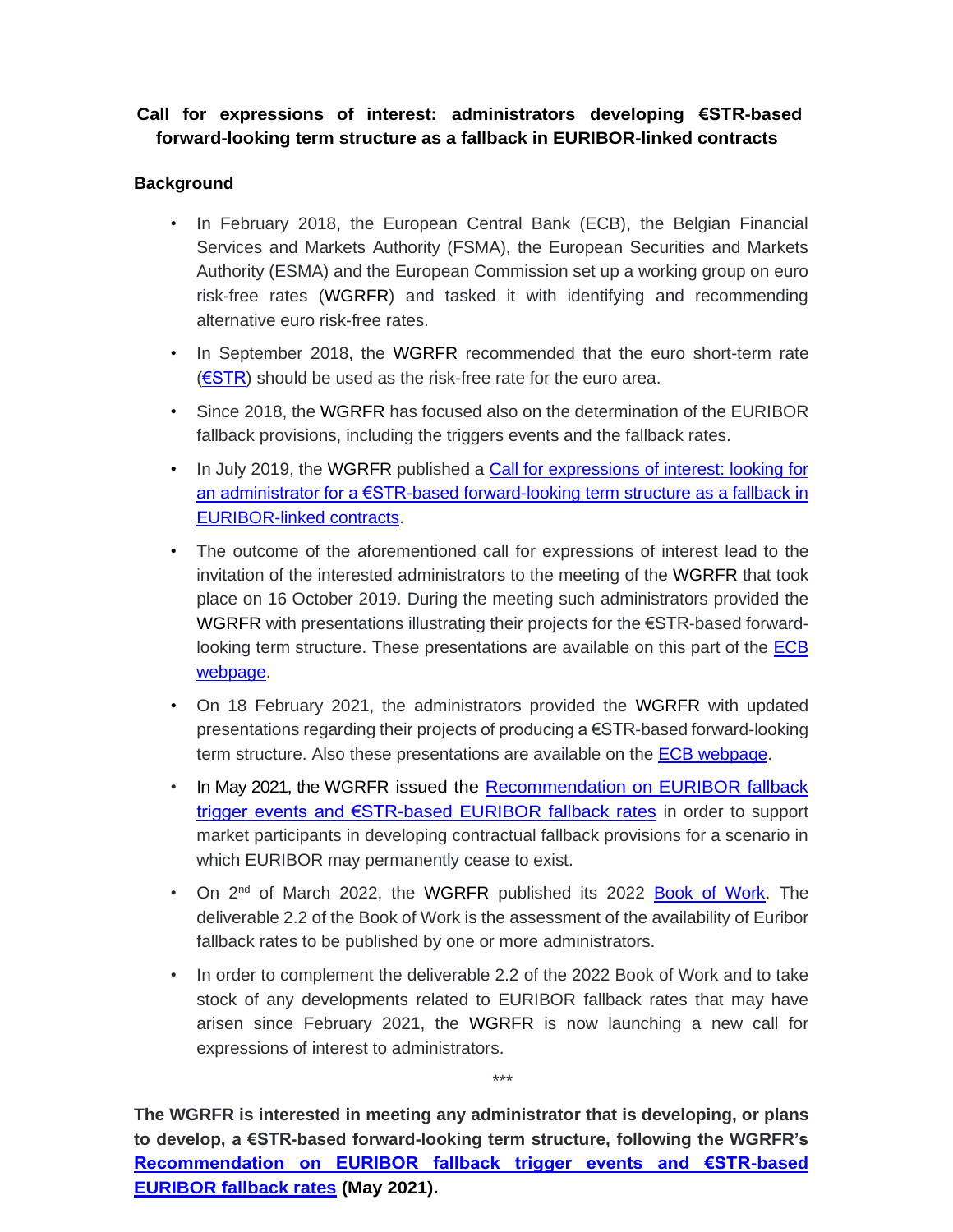**Call for expressions of interest: administrators developing €STR-based forward-looking term structure as a fallback in EURIBOR-linked contracts**

**Background**

- In February 2018, the European Central Bank (ECB), the Belgian Financial Services and Markets Authority (FSMA), the European Securities and Markets Authority (ESMA) and the European Commission set up a working group on euro risk-free rates (WGRFR) and tasked it with identifying and recommending alternative euro risk-free rates.
- In September 2018, the WGRFR recommended that the euro short-term rate (€STR) should be used as the risk-free rate for the euro area.
- Since 2018, the WGRFR has focused also on the determination of the EURIBOR fallback provisions, including the triggers events and the fallback rates.
- In July 2019, the WGRFR published a Call for expressions of interest: looking for an administrator for a €STR-based forward-looking term structure as a fallback in EURIBOR-linked contracts.
- The outcome of the aforementioned call for expressions of interest lead to the invitation of the interested administrators to the meeting of the WGRFR that took place on 16 October 2019. During the meeting such administrators provided the WGRFR with presentations illustrating their projects for the €STR-based forward-looking term structure. These presentations are available on this part of the ECB webpage.
- On 18 February 2021, the administrators provided the WGRFR with updated presentations regarding their projects of producing a €STR-based forward-looking term structure. Also these presentations are available on the ECB webpage.
- In May 2021, the WGRFR issued the Recommendation on EURIBOR fallback trigger events and €STR-based EURIBOR fallback rates in order to support market participants in developing contractual fallback provisions for a scenario in which EURIBOR may permanently cease to exist.
- On 2nd of March 2022, the WGRFR published its 2022 Book of Work. The deliverable 2.2 of the Book of Work is the assessment of the availability of Euribor fallback rates to be published by one or more administrators.
- In order to complement the deliverable 2.2 of the 2022 Book of Work and to take stock of any developments related to EURIBOR fallback rates that may have arisen since February 2021, the WGRFR is now launching a new call for expressions of interest to administrators.

\*\*\*

**The WGRFR is interested in meeting any administrator that is developing, or plans to develop, a €STR-based forward-looking term structure, following the WGRFR's Recommendation on EURIBOR fallback trigger events and €STR-based EURIBOR fallback rates (May 2021).**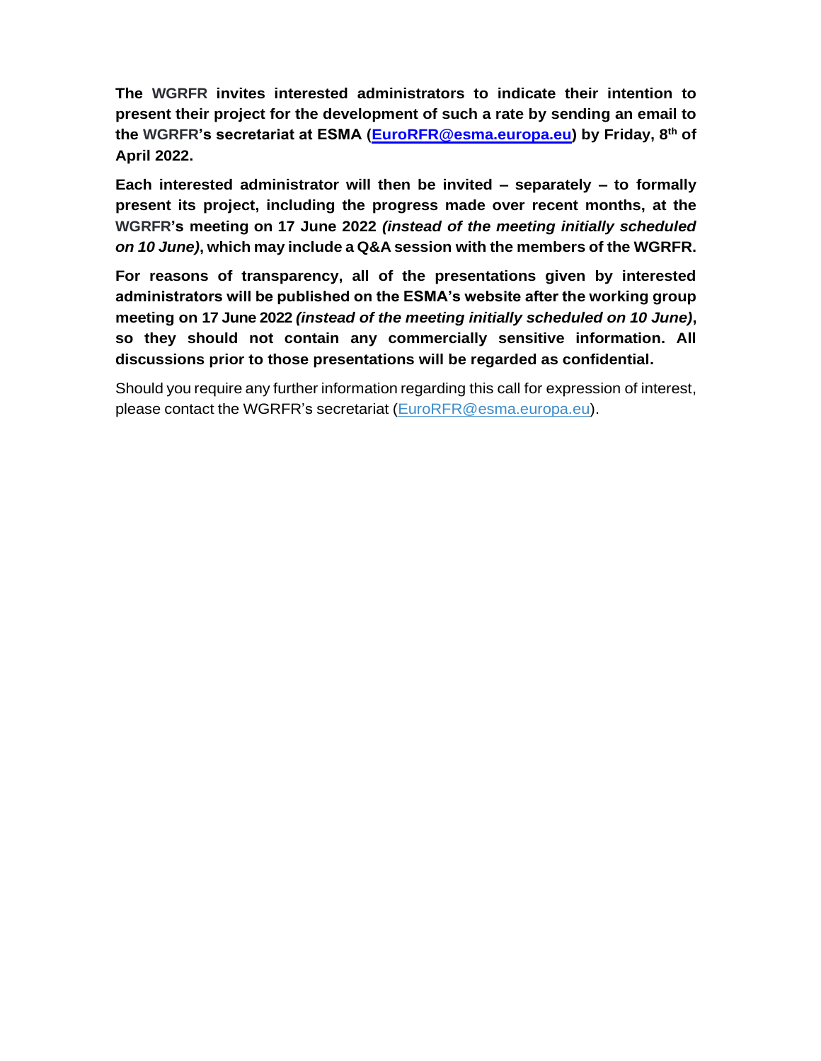**The WGRFR invites interested administrators to indicate their intention to present their project for the development of such a rate by sending an email to the WGRFR's secretariat at ESMA ([EuroRFR@esma.europa.eu](mailto:EuroRFR@esma.europa.eu)) by Friday, 8th of April 2022.**

**Each interested administrator will then be invited – separately – to formally present its project, including the progress made over recent months, at the WGRFR's meeting on 17 June 2022 *(instead of the meeting initially scheduled on 10 June)*, which may include a Q&A session with the members of the WGRFR.**

**For reasons of transparency, all of the presentations given by interested administrators will be published on the ESMA's website after the working group meeting on 17 June 2022 *(instead of the meeting initially scheduled on 10 June)*, so they should not contain any commercially sensitive information. All discussions prior to those presentations will be regarded as confidential.**

Should you require any further information regarding this call for expression of interest, please contact the WGRFR's secretariat ([EuroRFR@esma.europa.eu](mailto:EuroRFR@esma.europa.eu)).